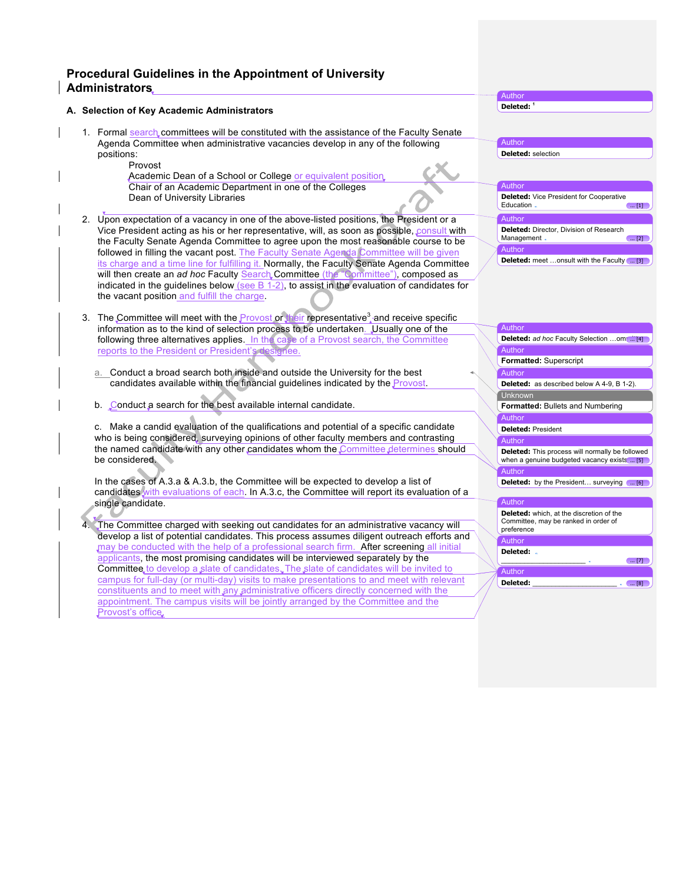# Procedural Guidelines in the Appointment of University Administrators

## A. Selection of Key Academic Administrators

1. Formal search committees will be constituted with the assistance of the Faculty Senate Agenda Committee when administrative vacancies develop in any of the following positions:
   - Provost
   - Academic Dean of a School or College or equivalent position
   - Chair of an Academic Department in one of the Colleges
   - Dean of University Libraries

2. Upon expectation of a vacancy in one of the above-listed positions, the President or a Vice President acting as his or her representative, will, as soon as possible, consult with the Faculty Senate Agenda Committee to agree upon the most reasonable course to be followed in filling the vacant post. The Faculty Senate Agenda Committee will be given its charge and a time line for fulfilling it. Normally, the Faculty Senate Agenda Committee will then create an *ad hoc* Faculty Search Committee (the "Committee"), composed as indicated in the guidelines below (see B 1-2), to assist in the evaluation of candidates for the vacant position and fulfill the charge.

3. The Committee will meet with the Provost or their representative[3] and receive specific information as to the kind of selection process to be undertaken. Usually one of the following three alternatives applies. In the case of a Provost search, the Committee reports to the President or President's designee.

   a. Conduct a broad search both inside and outside the University for the best candidates available within the financial guidelines indicated by the Provost.

   b. Conduct a search for the best available internal candidate.

   c. Make a candid evaluation of the qualifications and potential of a specific candidate who is being considered, surveying opinions of other faculty members and contrasting the named candidate with any other candidates whom the Committee determines should be considered.

   In the cases of A.3.a & A.3.b, the Committee will be expected to develop a list of candidates with evaluations of each. In A.3.c, the Committee will report its evaluation of a single candidate.

4. The Committee charged with seeking out candidates for an administrative vacancy will develop a list of potential candidates. This process assumes diligent outreach efforts and may be conducted with the help of a professional search firm. After screening all initial applicants, the most promising candidates will be interviewed separately by the Committee to develop a slate of candidates. The slate of candidates will be invited to campus for full-day (or multi-day) visits to make presentations to and meet with relevant constituents and to meet with any administrative officers directly concerned with the appointment. The campus visits will be jointly arranged by the Committee and the Provost's office.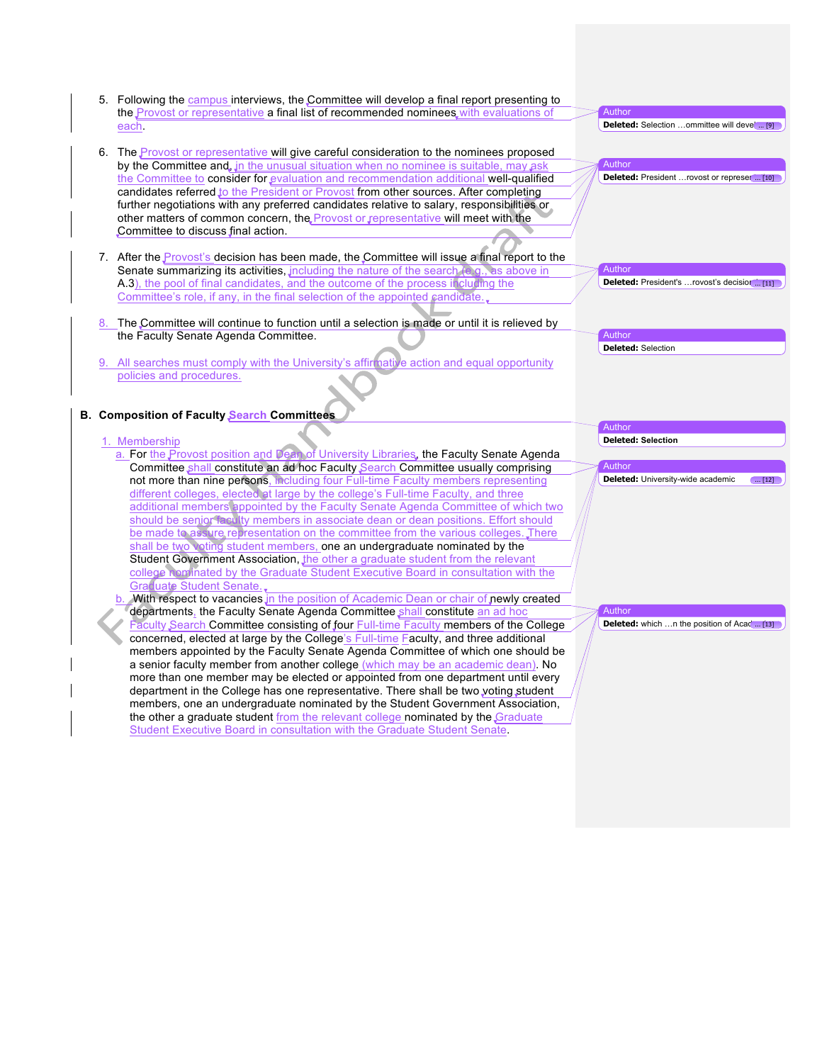5. Following the campus interviews, the Committee will develop a final report presenting to the Provost or representative a final list of recommended nominees with evaluations of each.

6. The Provost or representative will give careful consideration to the nominees proposed by the Committee and, in the unusual situation when no nominee is suitable, may ask the Committee to consider for evaluation and recommendation additional well-qualified candidates referred to the President or Provost from other sources. After completing further negotiations with any preferred candidates relative to salary, responsibilities or other matters of common concern, the Provost or representative will meet with the Committee to discuss final action.

7. After the Provost's decision has been made, the Committee will issue a final report to the Senate summarizing its activities, including the nature of the search (e.g., as above in A.3), the pool of final candidates, and the outcome of the process including the Committee's role, if any, in the final selection of the appointed candidate.

8. The Committee will continue to function until a selection is made or until it is relieved by the Faculty Senate Agenda Committee.

9. All searches must comply with the University's affirmative action and equal opportunity policies and procedures.

**B. Composition of Faculty Search Committees**

1. Membership

   a. For the Provost position and Dean of University Libraries, the Faculty Senate Agenda Committee shall constitute an ad hoc Faculty Search Committee usually comprising not more than nine persons, including four Full-time Faculty members representing different colleges, elected at large by the college's Full-time Faculty, and three additional members appointed by the Faculty Senate Agenda Committee of which two should be senior faculty members in associate dean or dean positions. Effort should be made to assure representation on the committee from the various colleges. There shall be two voting student members, one an undergraduate nominated by the Student Government Association, the other a graduate student from the relevant college nominated by the Graduate Student Executive Board in consultation with the Graduate Student Senate.

   b. With respect to vacancies in the position of Academic Dean or chair of newly created departments, the Faculty Senate Agenda Committee shall constitute an ad hoc Faculty Search Committee consisting of four Full-time Faculty members of the College concerned, elected at large by the College's Full-time Faculty, and three additional members appointed by the Faculty Senate Agenda Committee of which one should be a senior faculty member from another college (which may be an academic dean). No more than one member may be elected or appointed from one department until every department in the College has one representative. There shall be two voting student members, one an undergraduate nominated by the Student Government Association, the other a graduate student from the relevant college nominated by the Graduate Student Executive Board in consultation with the Graduate Student Senate.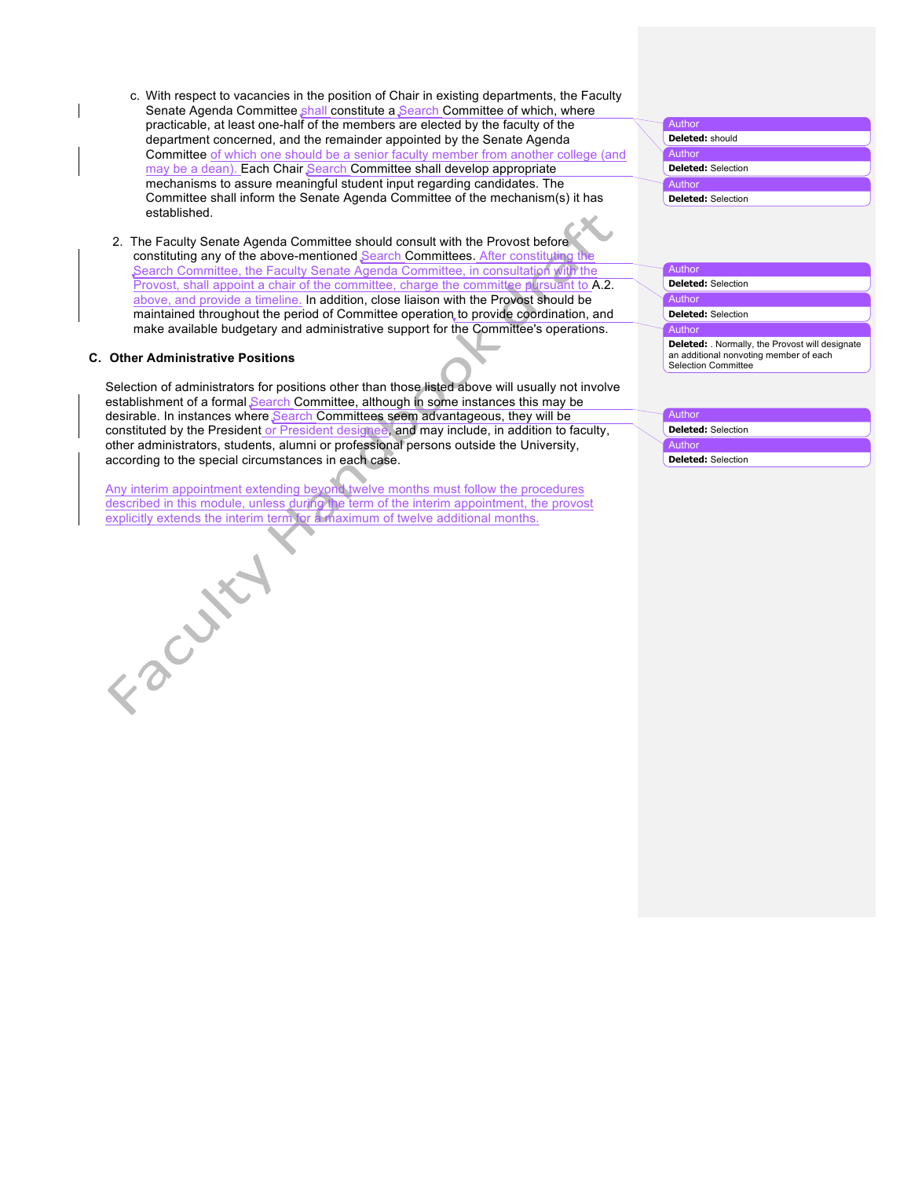c. With respect to vacancies in the position of Chair in existing departments, the Faculty Senate Agenda Committee shall constitute a Search Committee of which, where practicable, at least one-half of the members are elected by the faculty of the department concerned, and the remainder appointed by the Senate Agenda Committee of which one should be a senior faculty member from another college (and may be a dean). Each Chair Search Committee shall develop appropriate mechanisms to assure meaningful student input regarding candidates. The Committee shall inform the Senate Agenda Committee of the mechanism(s) it has established.

2. The Faculty Senate Agenda Committee should consult with the Provost before constituting any of the above-mentioned Search Committees. After constituting the Search Committee, the Faculty Senate Agenda Committee, in consultation with the Provost, shall appoint a chair of the committee, charge the committee pursuant to A.2. above, and provide a timeline. In addition, close liaison with the Provost should be maintained throughout the period of Committee operation to provide coordination, and make available budgetary and administrative support for the Committee's operations.

## C. Other Administrative Positions

Selection of administrators for positions other than those listed above will usually not involve establishment of a formal Search Committee, although in some instances this may be desirable. In instances where Search Committees seem advantageous, they will be constituted by the President or President designee, and may include, in addition to faculty, other administrators, students, alumni or professional persons outside the University, according to the special circumstances in each case.

Any interim appointment extending beyond twelve months must follow the procedures described in this module, unless during the term of the interim appointment, the provost explicitly extends the interim term for a maximum of twelve additional months.